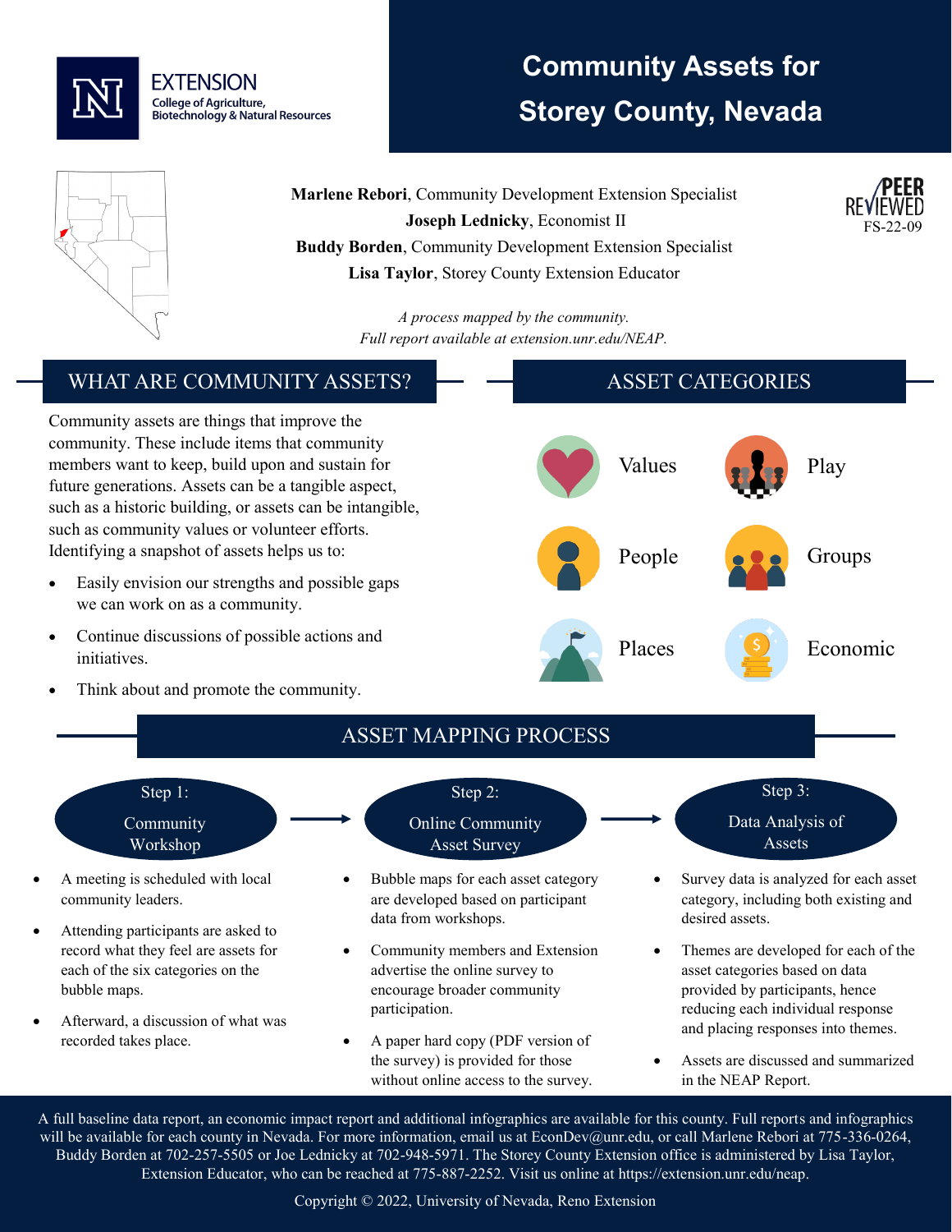EXTENSION
College of Agriculture, Biotechnology & Natural Resources

# Community Assets for Storey County, Nevada

**Marlene Rebori**, Community Development Extension Specialist
**Joseph Lednicky**, Economist II
**Buddy Borden**, Community Development Extension Specialist
**Lisa Taylor**, Storey County Extension Educator

PEER REVIEWED
FS-22-09

*A process mapped by the community.*
*Full report available at extension.unr.edu/NEAP.*

## WHAT ARE COMMUNITY ASSETS?

Community assets are things that improve the community. These include items that community members want to keep, build upon and sustain for future generations. Assets can be a tangible aspect, such as a historic building, or assets can be intangible, such as community values or volunteer efforts. Identifying a snapshot of assets helps us to:

- Easily envision our strengths and possible gaps we can work on as a community.
- Continue discussions of possible actions and initiatives.
- Think about and promote the community.

## ASSET CATEGORIES

- Values
- Play
- People
- Groups
- Places
- Economic

## ASSET MAPPING PROCESS

### Step 1: Community Workshop

- A meeting is scheduled with local community leaders.
- Attending participants are asked to record what they feel are assets for each of the six categories on the bubble maps.
- Afterward, a discussion of what was recorded takes place.

### Step 2: Online Community Asset Survey

- Bubble maps for each asset category are developed based on participant data from workshops.
- Community members and Extension advertise the online survey to encourage broader community participation.
- A paper hard copy (PDF version of the survey) is provided for those without online access to the survey.

### Step 3: Data Analysis of Assets

- Survey data is analyzed for each asset category, including both existing and desired assets.
- Themes are developed for each of the asset categories based on data provided by participants, hence reducing each individual response and placing responses into themes.
- Assets are discussed and summarized in the NEAP Report.

A full baseline data report, an economic impact report and additional infographics are available for this county. Full reports and infographics will be available for each county in Nevada. For more information, email us at EconDev@unr.edu, or call Marlene Rebori at 775-336-0264, Buddy Borden at 702-257-5505 or Joe Lednicky at 702-948-5971. The Storey County Extension office is administered by Lisa Taylor, Extension Educator, who can be reached at 775-887-2252. Visit us online at https://extension.unr.edu/neap.

Copyright © 2022, University of Nevada, Reno Extension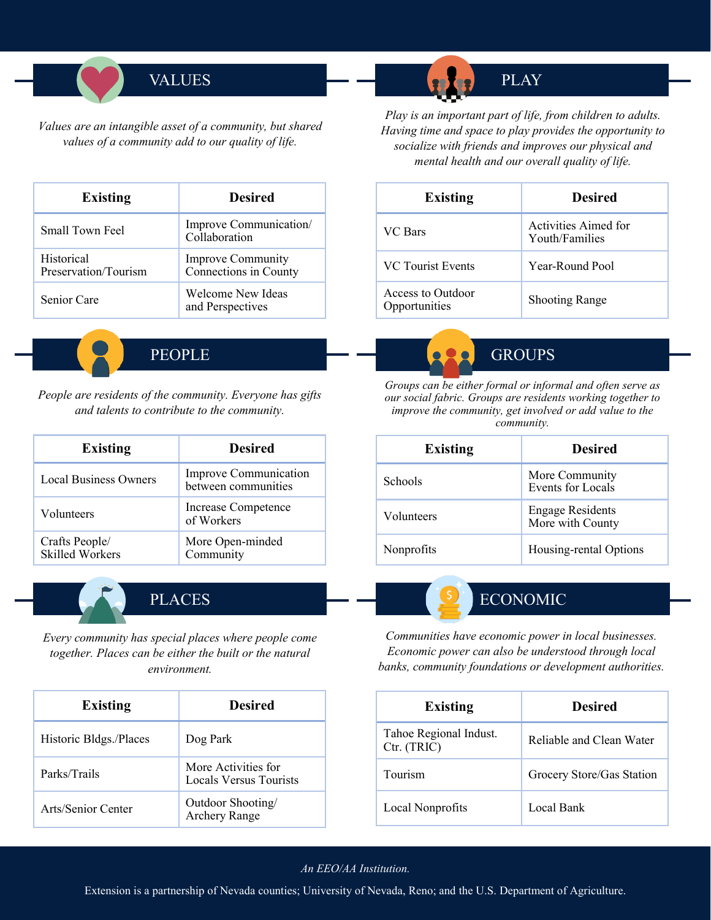## VALUES

*Values are an intangible asset of a community, but shared values of a community add to our quality of life.*

| Existing | Desired |
|---|---|
| Small Town Feel | Improve Communication/ Collaboration |
| Historical Preservation/Tourism | Improve Community Connections in County |
| Senior Care | Welcome New Ideas and Perspectives |

## PLAY

*Play is an important part of life, from children to adults. Having time and space to play provides the opportunity to socialize with friends and improves our physical and mental health and our overall quality of life.*

| Existing | Desired |
|---|---|
| VC Bars | Activities Aimed for Youth/Families |
| VC Tourist Events | Year-Round Pool |
| Access to Outdoor Opportunities | Shooting Range |

## PEOPLE

*People are residents of the community. Everyone has gifts and talents to contribute to the community.*

| Existing | Desired |
|---|---|
| Local Business Owners | Improve Communication between communities |
| Volunteers | Increase Competence of Workers |
| Crafts People/ Skilled Workers | More Open-minded Community |

## GROUPS

*Groups can be either formal or informal and often serve as our social fabric. Groups are residents working together to improve the community, get involved or add value to the community.*

| Existing | Desired |
|---|---|
| Schools | More Community Events for Locals |
| Volunteers | Engage Residents More with County |
| Nonprofits | Housing-rental Options |

## PLACES

*Every community has special places where people come together. Places can be either the built or the natural environment.*

| Existing | Desired |
|---|---|
| Historic Bldgs./Places | Dog Park |
| Parks/Trails | More Activities for Locals Versus Tourists |
| Arts/Senior Center | Outdoor Shooting/ Archery Range |

## ECONOMIC

*Communities have economic power in local businesses. Economic power can also be understood through local banks, community foundations or development authorities.*

| Existing | Desired |
|---|---|
| Tahoe Regional Indust. Ctr. (TRIC) | Reliable and Clean Water |
| Tourism | Grocery Store/Gas Station |
| Local Nonprofits | Local Bank |

*An EEO/AA Institution.*

Extension is a partnership of Nevada counties; University of Nevada, Reno; and the U.S. Department of Agriculture.